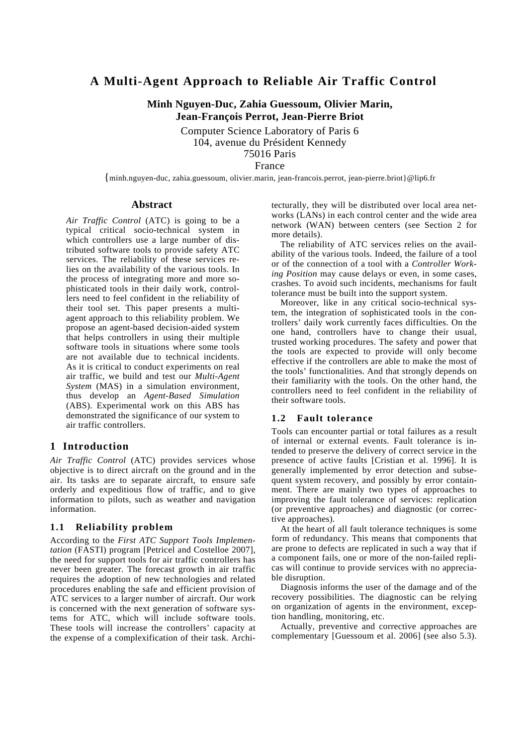# A Multi-Agent Approach to Reliable Air Traffic Control

**Minh Nguyen-Duc, Zahia Guessoum, Olivier Marin, Jean-François Perrot, Jean-Pierre Briot**

Computer Science Laboratory of Paris 6
104, avenue du Président Kennedy
75016 Paris
France

{minh.nguyen-duc, zahia.guessoum, olivier.marin, jean-francois.perrot, jean-pierre.briot}@lip6.fr

## Abstract

*Air Traffic Control* (ATC) is going to be a typical critical socio-technical system in which controllers use a large number of distributed software tools to provide safety ATC services. The reliability of these services relies on the availability of the various tools. In the process of integrating more and more sophisticated tools in their daily work, controllers need to feel confident in the reliability of their tool set. This paper presents a multi-agent approach to this reliability problem. We propose an agent-based decision-aided system that helps controllers in using their multiple software tools in situations where some tools are not available due to technical incidents. As it is critical to conduct experiments on real air traffic, we build and test our *Multi-Agent System* (MAS) in a simulation environment, thus develop an *Agent-Based Simulation* (ABS). Experimental work on this ABS has demonstrated the significance of our system to air traffic controllers.

## 1 Introduction

*Air Traffic Control* (ATC) provides services whose objective is to direct aircraft on the ground and in the air. Its tasks are to separate aircraft, to ensure safe orderly and expeditious flow of traffic, and to give information to pilots, such as weather and navigation information.

### 1.1 Reliability problem

According to the *First ATC Support Tools Implementation* (FASTI) program [Petricel and Costelloe 2007], the need for support tools for air traffic controllers has never been greater. The forecast growth in air traffic requires the adoption of new technologies and related procedures enabling the safe and efficient provision of ATC services to a larger number of aircraft. Our work is concerned with the next generation of software systems for ATC, which will include software tools. These tools will increase the controllers' capacity at the expense of a complexification of their task. Architecturally, they will be distributed over local area networks (LANs) in each control center and the wide area network (WAN) between centers (see Section 2 for more details).

The reliability of ATC services relies on the availability of the various tools. Indeed, the failure of a tool or of the connection of a tool with a *Controller Working Position* may cause delays or even, in some cases, crashes. To avoid such incidents, mechanisms for fault tolerance must be built into the support system.

Moreover, like in any critical socio-technical system, the integration of sophisticated tools in the controllers' daily work currently faces difficulties. On the one hand, controllers have to change their usual, trusted working procedures. The safety and power that the tools are expected to provide will only become effective if the controllers are able to make the most of the tools' functionalities. And that strongly depends on their familiarity with the tools. On the other hand, the controllers need to feel confident in the reliability of their software tools.

### 1.2 Fault tolerance

Tools can encounter partial or total failures as a result of internal or external events. Fault tolerance is intended to preserve the delivery of correct service in the presence of active faults [Cristian et al. 1996]. It is generally implemented by error detection and subsequent system recovery, and possibly by error containment. There are mainly two types of approaches to improving the fault tolerance of services: replication (or preventive approaches) and diagnostic (or corrective approaches).

At the heart of all fault tolerance techniques is some form of redundancy. This means that components that are prone to defects are replicated in such a way that if a component fails, one or more of the non-failed replicas will continue to provide services with no appreciable disruption.

Diagnosis informs the user of the damage and of the recovery possibilities. The diagnostic can be relying on organization of agents in the environment, exception handling, monitoring, etc.

Actually, preventive and corrective approaches are complementary [Guessoum et al. 2006] (see also 5.3).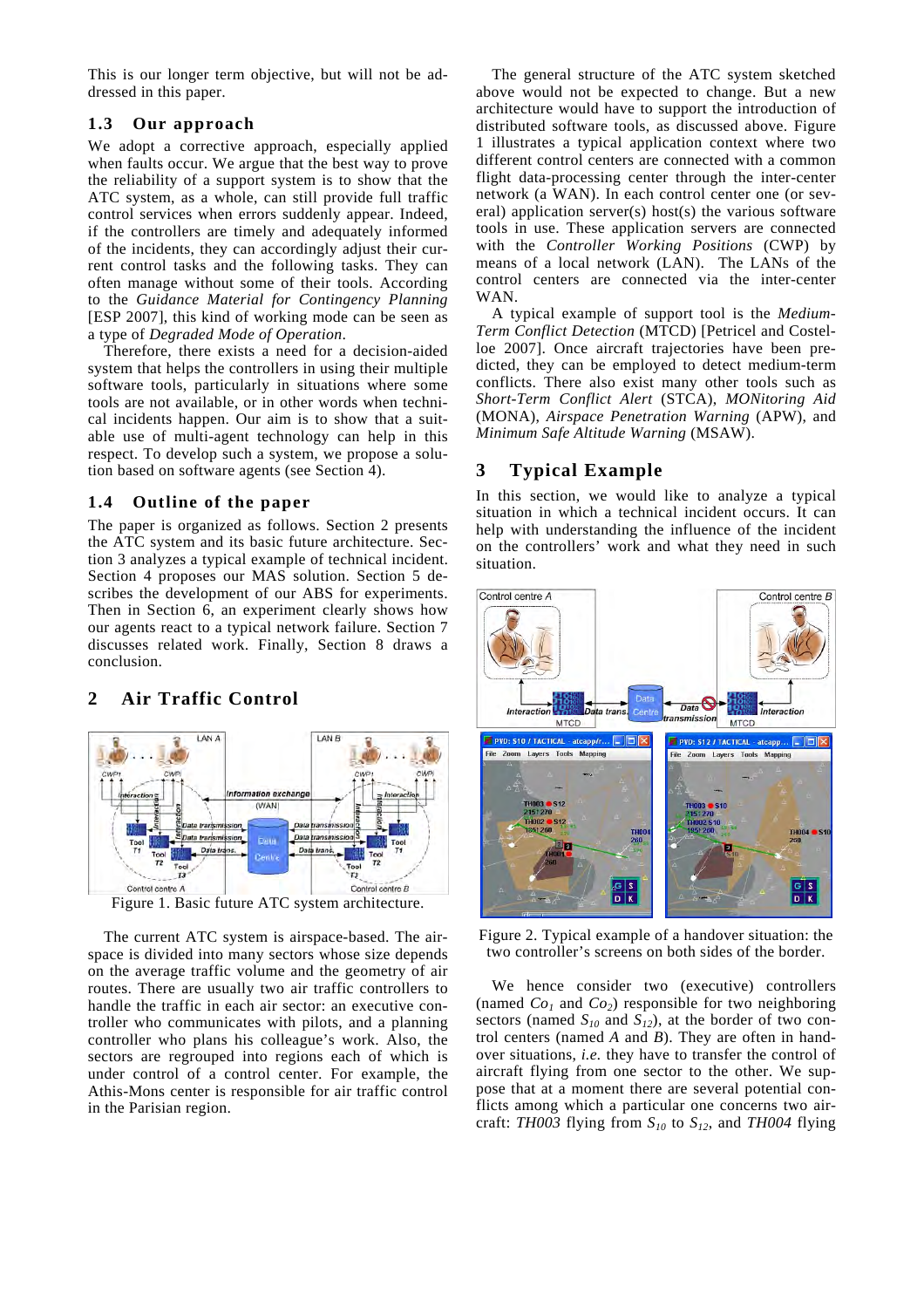This is our longer term objective, but will not be addressed in this paper.

### 1.3 Our approach

We adopt a corrective approach, especially applied when faults occur. We argue that the best way to prove the reliability of a support system is to show that the ATC system, as a whole, can still provide full traffic control services when errors suddenly appear. Indeed, if the controllers are timely and adequately informed of the incidents, they can accordingly adjust their current control tasks and the following tasks. They can often manage without some of their tools. According to the *Guidance Material for Contingency Planning* [ESP 2007], this kind of working mode can be seen as a type of *Degraded Mode of Operation*.

Therefore, there exists a need for a decision-aided system that helps the controllers in using their multiple software tools, particularly in situations where some tools are not available, or in other words when technical incidents happen. Our aim is to show that a suitable use of multi-agent technology can help in this respect. To develop such a system, we propose a solution based on software agents (see Section 4).

### 1.4 Outline of the paper

The paper is organized as follows. Section 2 presents the ATC system and its basic future architecture. Section 3 analyzes a typical example of technical incident. Section 4 proposes our MAS solution. Section 5 describes the development of our ABS for experiments. Then in Section 6, an experiment clearly shows how our agents react to a typical network failure. Section 7 discusses related work. Finally, Section 8 draws a conclusion.

## 2 Air Traffic Control

Figure 1. Basic future ATC system architecture.

The current ATC system is airspace-based. The airspace is divided into many sectors whose size depends on the average traffic volume and the geometry of air routes. There are usually two air traffic controllers to handle the traffic in each air sector: an executive controller who communicates with pilots, and a planning controller who plans his colleague's work. Also, the sectors are regrouped into regions each of which is under control of a control center. For example, the Athis-Mons center is responsible for air traffic control in the Parisian region.

The general structure of the ATC system sketched above would not be expected to change. But a new architecture would have to support the introduction of distributed software tools, as discussed above. Figure 1 illustrates a typical application context where two different control centers are connected with a common flight data-processing center through the inter-center network (a WAN). In each control center one (or several) application server(s) host(s) the various software tools in use. These application servers are connected with the *Controller Working Positions* (CWP) by means of a local network (LAN). The LANs of the control centers are connected via the inter-center WAN.

A typical example of support tool is the *Medium-Term Conflict Detection* (MTCD) [Petricel and Costelloe 2007]. Once aircraft trajectories have been predicted, they can be employed to detect medium-term conflicts. There also exist many other tools such as *Short-Term Conflict Alert* (STCA), *MONitoring Aid* (MONA), *Airspace Penetration Warning* (APW), and *Minimum Safe Altitude Warning* (MSAW).

## 3 Typical Example

In this section, we would like to analyze a typical situation in which a technical incident occurs. It can help with understanding the influence of the incident on the controllers' work and what they need in such situation.

Figure 2. Typical example of a handover situation: the two controller's screens on both sides of the border.

We hence consider two (executive) controllers (named $Co_1$ and $Co_2$) responsible for two neighboring sectors (named $S_{10}$ and $S_{12}$), at the border of two control centers (named *A* and *B*). They are often in handover situations, *i.e.* they have to transfer the control of aircraft flying from one sector to the other. We suppose that at a moment there are several potential conflicts among which a particular one concerns two aircraft: *TH003* flying from $S_{10}$ to $S_{12}$, and *TH004* flying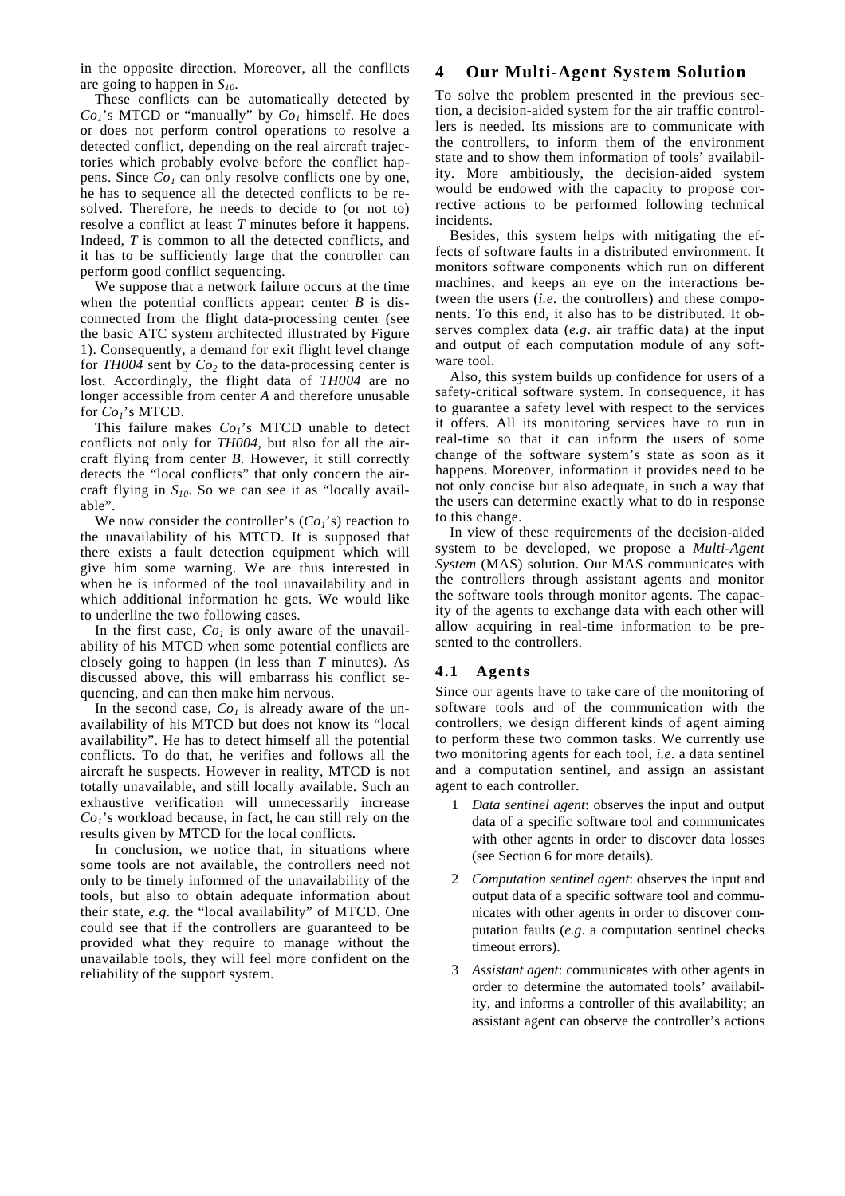in the opposite direction. Moreover, all the conflicts are going to happen in $S_{10}$.

These conflicts can be automatically detected by $Co_1$'s MTCD or "manually" by $Co_1$ himself. He does or does not perform control operations to resolve a detected conflict, depending on the real aircraft trajectories which probably evolve before the conflict happens. Since $Co_1$ can only resolve conflicts one by one, he has to sequence all the detected conflicts to be resolved. Therefore, he needs to decide to (or not to) resolve a conflict at least $T$ minutes before it happens. Indeed, $T$ is common to all the detected conflicts, and it has to be sufficiently large that the controller can perform good conflict sequencing.

We suppose that a network failure occurs at the time when the potential conflicts appear: center $B$ is disconnected from the flight data-processing center (see the basic ATC system architected illustrated by Figure 1). Consequently, a demand for exit flight level change for *TH004* sent by $Co_2$ to the data-processing center is lost. Accordingly, the flight data of *TH004* are no longer accessible from center $A$ and therefore unusable for $Co_1$'s MTCD.

This failure makes $Co_1$'s MTCD unable to detect conflicts not only for *TH004*, but also for all the aircraft flying from center $B$. However, it still correctly detects the "local conflicts" that only concern the aircraft flying in $S_{10}$. So we can see it as "locally available".

We now consider the controller's ($Co_1$'s) reaction to the unavailability of his MTCD. It is supposed that there exists a fault detection equipment which will give him some warning. We are thus interested in when he is informed of the tool unavailability and in which additional information he gets. We would like to underline the two following cases.

In the first case, $Co_1$ is only aware of the unavailability of his MTCD when some potential conflicts are closely going to happen (in less than $T$ minutes). As discussed above, this will embarrass his conflict sequencing, and can then make him nervous.

In the second case, $Co_1$ is already aware of the unavailability of his MTCD but does not know its "local availability". He has to detect himself all the potential conflicts. To do that, he verifies and follows all the aircraft he suspects. However in reality, MTCD is not totally unavailable, and still locally available. Such an exhaustive verification will unnecessarily increase $Co_1$'s workload because, in fact, he can still rely on the results given by MTCD for the local conflicts.

In conclusion, we notice that, in situations where some tools are not available, the controllers need not only to be timely informed of the unavailability of the tools, but also to obtain adequate information about their state, *e.g*. the "local availability" of MTCD. One could see that if the controllers are guaranteed to be provided what they require to manage without the unavailable tools, they will feel more confident on the reliability of the support system.

# 4 Our Multi-Agent System Solution

To solve the problem presented in the previous section, a decision-aided system for the air traffic controllers is needed. Its missions are to communicate with the controllers, to inform them of the environment state and to show them information of tools' availability. More ambitiously, the decision-aided system would be endowed with the capacity to propose corrective actions to be performed following technical incidents.

Besides, this system helps with mitigating the effects of software faults in a distributed environment. It monitors software components which run on different machines, and keeps an eye on the interactions between the users (*i.e*. the controllers) and these components. To this end, it also has to be distributed. It observes complex data (*e.g*. air traffic data) at the input and output of each computation module of any software tool.

Also, this system builds up confidence for users of a safety-critical software system. In consequence, it has to guarantee a safety level with respect to the services it offers. All its monitoring services have to run in real-time so that it can inform the users of some change of the software system's state as soon as it happens. Moreover, information it provides need to be not only concise but also adequate, in such a way that the users can determine exactly what to do in response to this change.

In view of these requirements of the decision-aided system to be developed, we propose a *Multi-Agent System* (MAS) solution. Our MAS communicates with the controllers through assistant agents and monitor the software tools through monitor agents. The capacity of the agents to exchange data with each other will allow acquiring in real-time information to be presented to the controllers.

## 4.1 Agents

Since our agents have to take care of the monitoring of software tools and of the communication with the controllers, we design different kinds of agent aiming to perform these two common tasks. We currently use two monitoring agents for each tool, *i.e*. a data sentinel and a computation sentinel, and assign an assistant agent to each controller.

1. *Data sentinel agent*: observes the input and output data of a specific software tool and communicates with other agents in order to discover data losses (see Section 6 for more details).
2. *Computation sentinel agent*: observes the input and output data of a specific software tool and communicates with other agents in order to discover computation faults (*e.g*. a computation sentinel checks timeout errors).
3. *Assistant agent*: communicates with other agents in order to determine the automated tools' availability, and informs a controller of this availability; an assistant agent can observe the controller's actions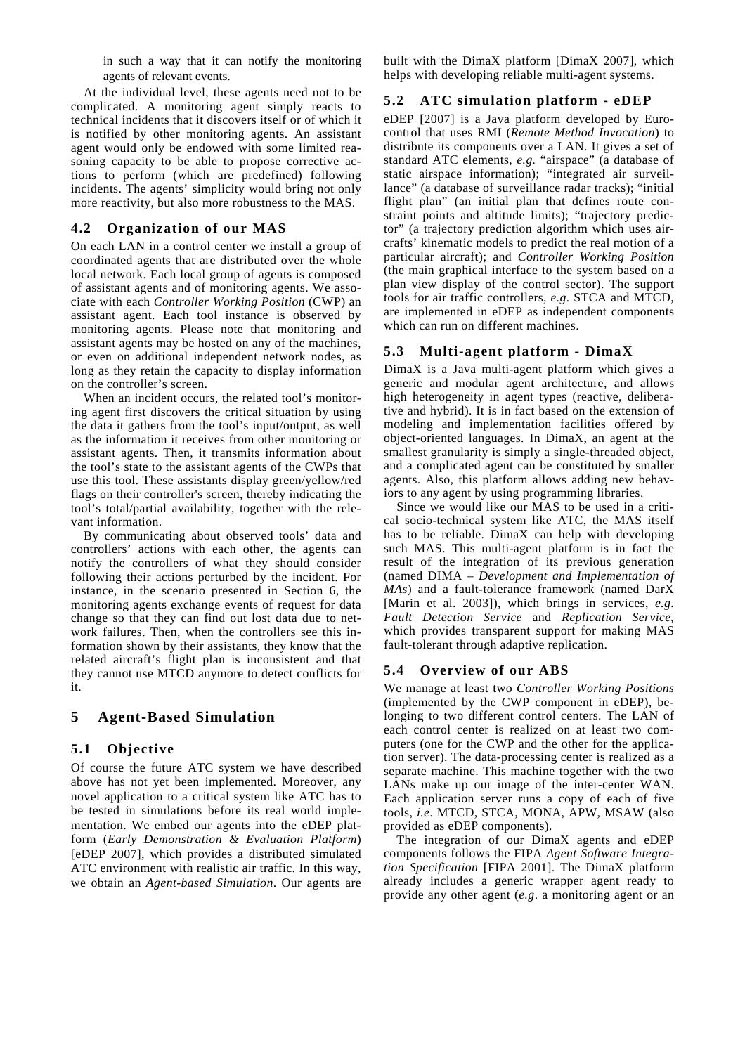in such a way that it can notify the monitoring agents of relevant events.

At the individual level, these agents need not to be complicated. A monitoring agent simply reacts to technical incidents that it discovers itself or of which it is notified by other monitoring agents. An assistant agent would only be endowed with some limited reasoning capacity to be able to propose corrective actions to perform (which are predefined) following incidents. The agents' simplicity would bring not only more reactivity, but also more robustness to the MAS.

### 4.2 Organization of our MAS

On each LAN in a control center we install a group of coordinated agents that are distributed over the whole local network. Each local group of agents is composed of assistant agents and of monitoring agents. We associate with each *Controller Working Position* (CWP) an assistant agent. Each tool instance is observed by monitoring agents. Please note that monitoring and assistant agents may be hosted on any of the machines, or even on additional independent network nodes, as long as they retain the capacity to display information on the controller's screen.

When an incident occurs, the related tool's monitoring agent first discovers the critical situation by using the data it gathers from the tool's input/output, as well as the information it receives from other monitoring or assistant agents. Then, it transmits information about the tool's state to the assistant agents of the CWPs that use this tool. These assistants display green/yellow/red flags on their controller's screen, thereby indicating the tool's total/partial availability, together with the relevant information.

By communicating about observed tools' data and controllers' actions with each other, the agents can notify the controllers of what they should consider following their actions perturbed by the incident. For instance, in the scenario presented in Section 6, the monitoring agents exchange events of request for data change so that they can find out lost data due to network failures. Then, when the controllers see this information shown by their assistants, they know that the related aircraft's flight plan is inconsistent and that they cannot use MTCD anymore to detect conflicts for it.

## 5 Agent-Based Simulation

### 5.1 Objective

Of course the future ATC system we have described above has not yet been implemented. Moreover, any novel application to a critical system like ATC has to be tested in simulations before its real world implementation. We embed our agents into the eDEP platform (*Early Demonstration & Evaluation Platform*) [eDEP 2007], which provides a distributed simulated ATC environment with realistic air traffic. In this way, we obtain an *Agent-based Simulation*. Our agents are built with the DimaX platform [DimaX 2007], which helps with developing reliable multi-agent systems.

### 5.2 ATC simulation platform - eDEP

eDEP [2007] is a Java platform developed by Eurocontrol that uses RMI (*Remote Method Invocation*) to distribute its components over a LAN. It gives a set of standard ATC elements, *e.g.* "airspace" (a database of static airspace information); "integrated air surveillance" (a database of surveillance radar tracks); "initial flight plan" (an initial plan that defines route constraint points and altitude limits); "trajectory predictor" (a trajectory prediction algorithm which uses aircrafts' kinematic models to predict the real motion of a particular aircraft); and *Controller Working Position* (the main graphical interface to the system based on a plan view display of the control sector). The support tools for air traffic controllers, *e.g*. STCA and MTCD, are implemented in eDEP as independent components which can run on different machines.

### 5.3 Multi-agent platform - DimaX

DimaX is a Java multi-agent platform which gives a generic and modular agent architecture, and allows high heterogeneity in agent types (reactive, deliberative and hybrid). It is in fact based on the extension of modeling and implementation facilities offered by object-oriented languages. In DimaX, an agent at the smallest granularity is simply a single-threaded object, and a complicated agent can be constituted by smaller agents. Also, this platform allows adding new behaviors to any agent by using programming libraries.

Since we would like our MAS to be used in a critical socio-technical system like ATC, the MAS itself has to be reliable. DimaX can help with developing such MAS. This multi-agent platform is in fact the result of the integration of its previous generation (named DIMA – *Development and Implementation of MAs*) and a fault-tolerance framework (named DarX [Marin et al. 2003]), which brings in services, *e.g*. *Fault Detection Service* and *Replication Service*, which provides transparent support for making MAS fault-tolerant through adaptive replication.

### 5.4 Overview of our ABS

We manage at least two *Controller Working Positions* (implemented by the CWP component in eDEP), belonging to two different control centers. The LAN of each control center is realized on at least two computers (one for the CWP and the other for the application server). The data-processing center is realized as a separate machine. This machine together with the two LANs make up our image of the inter-center WAN. Each application server runs a copy of each of five tools, *i.e*. MTCD, STCA, MONA, APW, MSAW (also provided as eDEP components).

The integration of our DimaX agents and eDEP components follows the FIPA *Agent Software Integration Specification* [FIPA 2001]. The DimaX platform already includes a generic wrapper agent ready to provide any other agent (*e.g*. a monitoring agent or an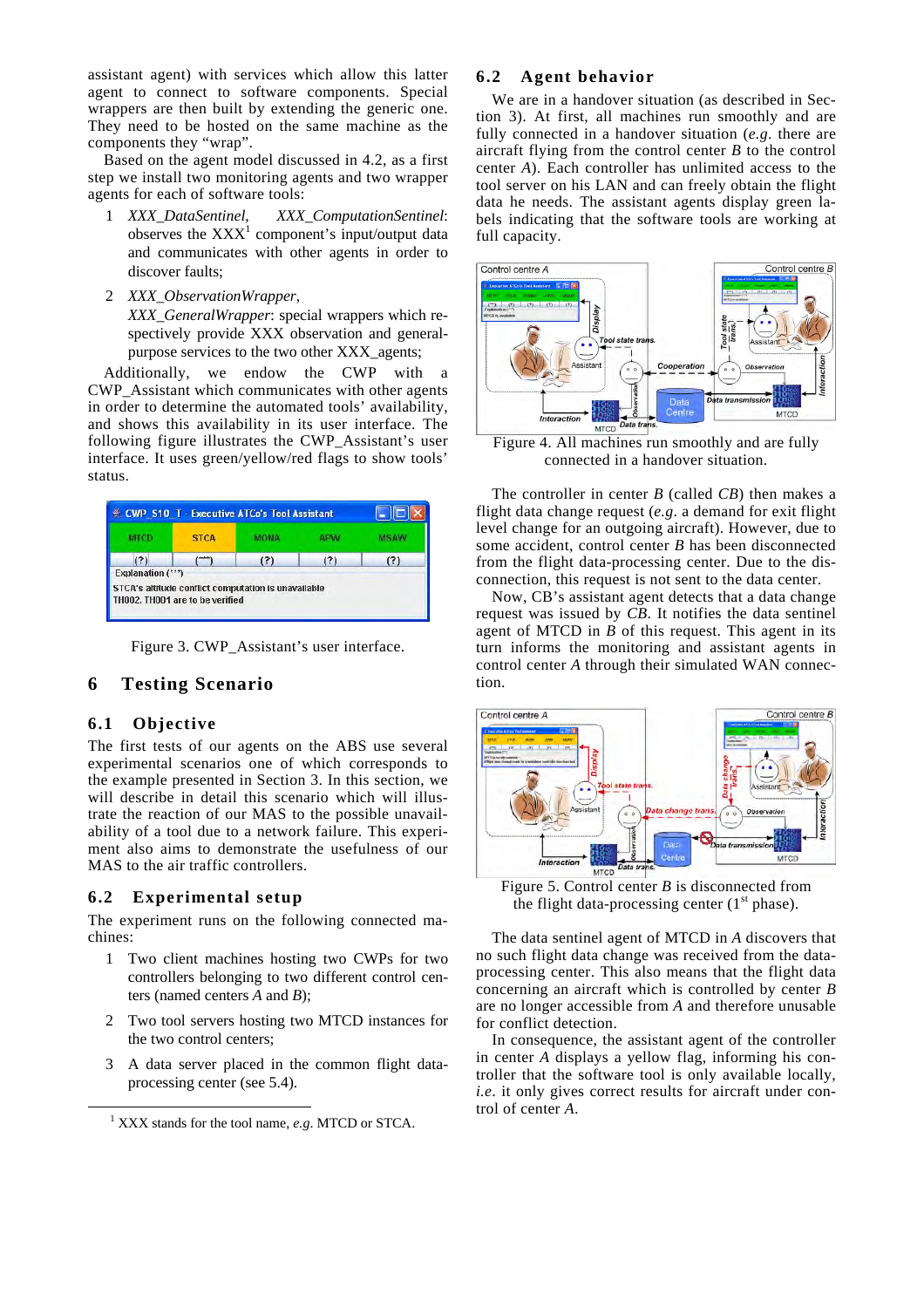assistant agent) with services which allow this latter agent to connect to software components. Special wrappers are then built by extending the generic one. They need to be hosted on the same machine as the components they "wrap".

Based on the agent model discussed in 4.2, as a first step we install two monitoring agents and two wrapper agents for each of software tools:

1. *XXX_DataSentinel*, *XXX_ComputationSentinel*: observes the XXX[1] component's input/output data and communicates with other agents in order to discover faults;
2. *XXX_ObservationWrapper*, *XXX_GeneralWrapper*: special wrappers which respectively provide XXX observation and general-purpose services to the two other XXX_agents;

Additionally, we endow the CWP with a CWP_Assistant which communicates with other agents in order to determine the automated tools' availability, and shows this availability in its user interface. The following figure illustrates the CWP_Assistant's user interface. It uses green/yellow/red flags to show tools' status.

CWP_S10_T - Executive ATCo's Tool Assistant

MTCD STCA MONA APW MSAW

(?) (***) (?) (?) (?)

Explanation (***)

STCA's altitude conflict computation is unavailable

TH002, TH001 are to be verified

Figure 3. CWP_Assistant's user interface.

# 6 Testing Scenario

## 6.1 Objective

The first tests of our agents on the ABS use several experimental scenarios one of which corresponds to the example presented in Section 3. In this section, we will describe in detail this scenario which will illustrate the reaction of our MAS to the possible unavailability of a tool due to a network failure. This experiment also aims to demonstrate the usefulness of our MAS to the air traffic controllers.

## 6.2 Experimental setup

The experiment runs on the following connected machines:

1. Two client machines hosting two CWPs for two controllers belonging to two different control centers (named centers *A* and *B*);
2. Two tool servers hosting two MTCD instances for the two control centers;
3. A data server placed in the common flight data-processing center (see 5.4).

[1] XXX stands for the tool name, *e.g.* MTCD or STCA.

## 6.2 Agent behavior

We are in a handover situation (as described in Section 3). At first, all machines run smoothly and are fully connected in a handover situation (*e.g.* there are aircraft flying from the control center *B* to the control center *A*). Each controller has unlimited access to the tool server on his LAN and can freely obtain the flight data he needs. The assistant agents display green labels indicating that the software tools are working at full capacity.

Control centre A

Control centre B

Display

Tool state trans.

Tool state trans.

Assistant

Assistant

Cooperation

Observation

Observation

Interaction

Interaction

Data Centre

Data transmission

Data trans.

MTCD

MTCD

Figure 4. All machines run smoothly and are fully connected in a handover situation.

The controller in center *B* (called *CB*) then makes a flight data change request (*e.g.* a demand for exit flight level change for an outgoing aircraft). However, due to some accident, control center *B* has been disconnected from the flight data-processing center. Due to the disconnection, this request is not sent to the data center.

Now, CB's assistant agent detects that a data change request was issued by *CB*. It notifies the data sentinel agent of MTCD in *B* of this request. This agent in its turn informs the monitoring and assistant agents in control center *A* through their simulated WAN connection.

Control centre A

Control centre B

Display

Tool state trans.

Data change trans.

Assistant

Assistant

Data change trans.

Observation

Observation

Interaction

Interaction

Data Centre

Data transmission

Data trans.

MTCD

MTCD

Figure 5. Control center *B* is disconnected from the flight data-processing center (1st phase).

The data sentinel agent of MTCD in *A* discovers that no such flight data change was received from the data-processing center. This also means that the flight data concerning an aircraft which is controlled by center *B* are no longer accessible from *A* and therefore unusable for conflict detection.

In consequence, the assistant agent of the controller in center *A* displays a yellow flag, informing his controller that the software tool is only available locally, *i.e.* it only gives correct results for aircraft under control of center *A*.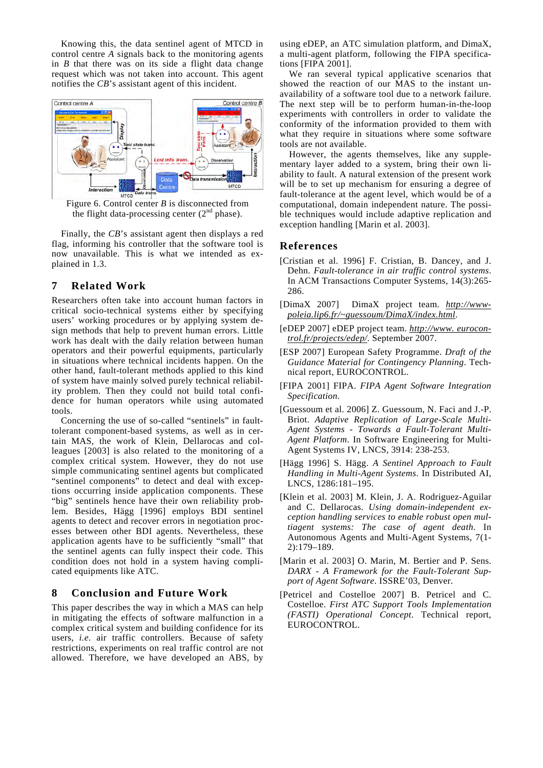Knowing this, the data sentinel agent of MTCD in control centre *A* signals back to the monitoring agents in *B* that there was on its side a flight data change request which was not taken into account. This agent notifies the *CB*'s assistant agent of this incident.

Control centre A

Control centre B

Display

Tool state trans.

Assistant

Lost info. trans.

Observation

Tool state trans.

Assistant

Interaction

Observation

Data Centre

Data transmission

Interaction

MTCD

Data trans.

MTCD

Figure 6. Control center *B* is disconnected from the flight data-processing center (2nd phase).

Finally, the *CB*'s assistant agent then displays a red flag, informing his controller that the software tool is now unavailable. This is what we intended as explained in 1.3.

## 7 Related Work

Researchers often take into account human factors in critical socio-technical systems either by specifying users' working procedures or by applying system design methods that help to prevent human errors. Little work has dealt with the daily relation between human operators and their powerful equipments, particularly in situations where technical incidents happen. On the other hand, fault-tolerant methods applied to this kind of system have mainly solved purely technical reliability problem. Then they could not build total confidence for human operators while using automated tools.

Concerning the use of so-called "sentinels" in fault-tolerant component-based systems, as well as in certain MAS, the work of Klein, Dellarocas and colleagues [2003] is also related to the monitoring of a complex critical system. However, they do not use simple communicating sentinel agents but complicated "sentinel components" to detect and deal with exceptions occurring inside application components. These "big" sentinels hence have their own reliability problem. Besides, Hägg [1996] employs BDI sentinel agents to detect and recover errors in negotiation processes between other BDI agents. Nevertheless, these application agents have to be sufficiently "small" that the sentinel agents can fully inspect their code. This condition does not hold in a system having complicated equipments like ATC.

## 8 Conclusion and Future Work

This paper describes the way in which a MAS can help in mitigating the effects of software malfunction in a complex critical system and building confidence for its users, *i.e.* air traffic controllers. Because of safety restrictions, experiments on real traffic control are not allowed. Therefore, we have developed an ABS, by using eDEP, an ATC simulation platform, and DimaX, a multi-agent platform, following the FIPA specifications [FIPA 2001].

We ran several typical applicative scenarios that showed the reaction of our MAS to the instant unavailability of a software tool due to a network failure. The next step will be to perform human-in-the-loop experiments with controllers in order to validate the conformity of the information provided to them with what they require in situations where some software tools are not available.

However, the agents themselves, like any supplementary layer added to a system, bring their own liability to fault. A natural extension of the present work will be to set up mechanism for ensuring a degree of fault-tolerance at the agent level, which would be of a computational, domain independent nature. The possible techniques would include adaptive replication and exception handling [Marin et al. 2003].

## References

[Cristian et al. 1996] F. Cristian, B. Dancey, and J. Dehn. *Fault-tolerance in air traffic control systems*. In ACM Transactions Computer Systems, 14(3):265-286.

[DimaX 2007] DimaX project team. http://www-poleia.lip6.fr/~guessoum/DimaX/index.html.

[eDEP 2007] eDEP project team. http://www. eurocontrol.fr/projects/edep/. September 2007.

[ESP 2007] European Safety Programme. *Draft of the Guidance Material for Contingency Planning*. Technical report, EUROCONTROL.

[FIPA 2001] FIPA. *FIPA Agent Software Integration Specification*.

[Guessoum et al. 2006] Z. Guessoum, N. Faci and J.-P. Briot. *Adaptive Replication of Large-Scale Multi-Agent Systems - Towards a Fault-Tolerant Multi-Agent Platform*. In Software Engineering for Multi-Agent Systems IV, LNCS, 3914: 238-253.

[Hägg 1996] S. Hägg. *A Sentinel Approach to Fault Handling in Multi-Agent Systems*. In Distributed AI, LNCS, 1286:181–195.

[Klein et al. 2003] M. Klein, J. A. Rodriguez-Aguilar and C. Dellarocas. *Using domain-independent exception handling services to enable robust open multiagent systems: The case of agent death*. In Autonomous Agents and Multi-Agent Systems, 7(1-2):179–189.

[Marin et al. 2003] O. Marin, M. Bertier and P. Sens. *DARX - A Framework for the Fault-Tolerant Support of Agent Software*. ISSRE'03, Denver.

[Petricel and Costelloe 2007] B. Petricel and C. Costelloe. *First ATC Support Tools Implementation (FASTI) Operational Concept*. Technical report, EUROCONTROL.